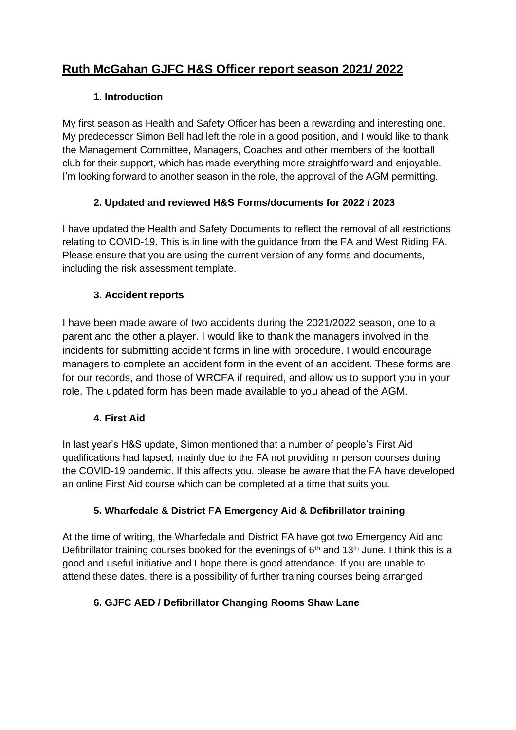# Ruth McGahan GJFC H&S Officer report season 2021/ 2022

## 1. Introduction

My first season as Health and Safety Officer has been a rewarding and interesting one. My predecessor Simon Bell had left the role in a good position, and I would like to thank the Management Committee, Managers, Coaches and other members of the football club for their support, which has made everything more straightforward and enjoyable. I'm looking forward to another season in the role, the approval of the AGM permitting.

## 2. Updated and reviewed H&S Forms/documents for 2022 / 2023

I have updated the Health and Safety Documents to reflect the removal of all restrictions relating to COVID-19. This is in line with the guidance from the FA and West Riding FA. Please ensure that you are using the current version of any forms and documents, including the risk assessment template.

## 3. Accident reports

I have been made aware of two accidents during the 2021/2022 season, one to a parent and the other a player. I would like to thank the managers involved in the incidents for submitting accident forms in line with procedure. I would encourage managers to complete an accident form in the event of an accident. These forms are for our records, and those of WRCFA if required, and allow us to support you in your role. The updated form has been made available to you ahead of the AGM.

## 4. First Aid

In last year's H&S update, Simon mentioned that a number of people's First Aid qualifications had lapsed, mainly due to the FA not providing in person courses during the COVID-19 pandemic. If this affects you, please be aware that the FA have developed an online First Aid course which can be completed at a time that suits you.

## 5. Wharfedale & District FA Emergency Aid & Defibrillator training

At the time of writing, the Wharfedale and District FA have got two Emergency Aid and Defibrillator training courses booked for the evenings of 6th and 13th June. I think this is a good and useful initiative and I hope there is good attendance. If you are unable to attend these dates, there is a possibility of further training courses being arranged.

## 6. GJFC AED / Defibrillator Changing Rooms Shaw Lane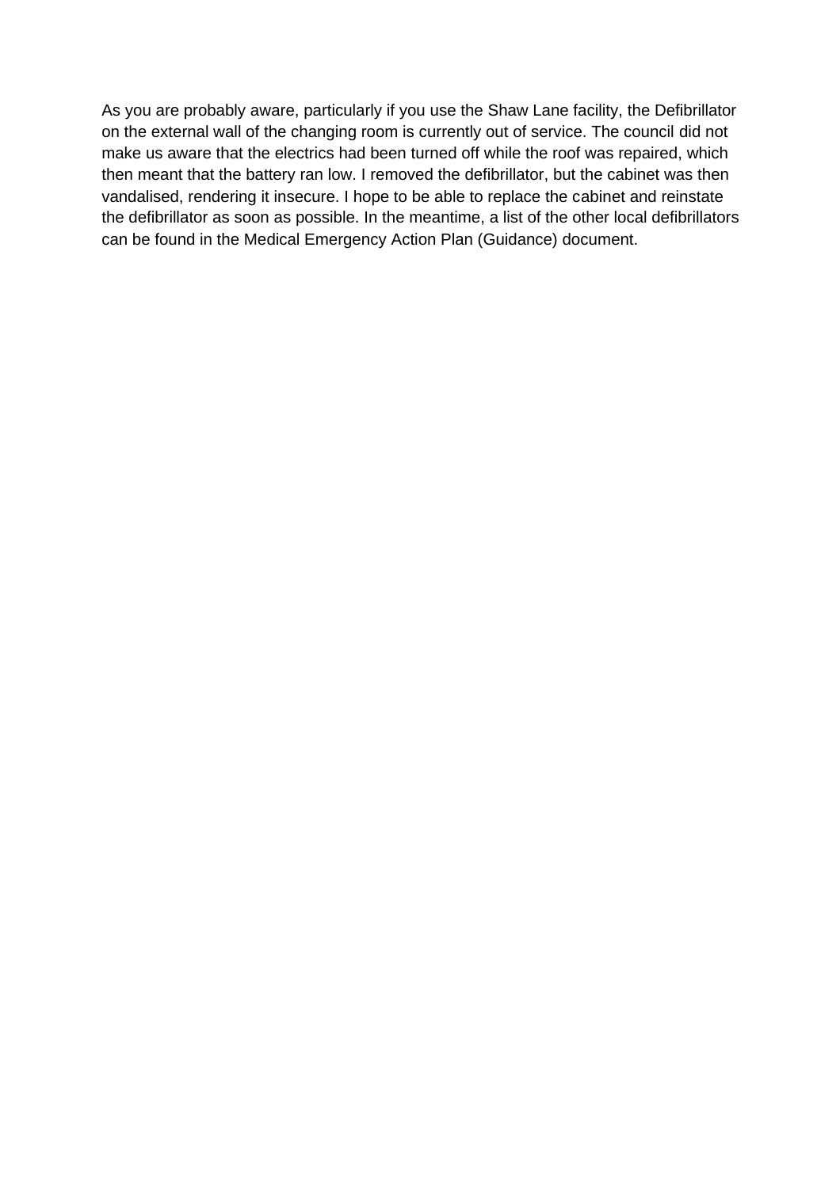As you are probably aware, particularly if you use the Shaw Lane facility, the Defibrillator on the external wall of the changing room is currently out of service. The council did not make us aware that the electrics had been turned off while the roof was repaired, which then meant that the battery ran low. I removed the defibrillator, but the cabinet was then vandalised, rendering it insecure. I hope to be able to replace the cabinet and reinstate the defibrillator as soon as possible. In the meantime, a list of the other local defibrillators can be found in the Medical Emergency Action Plan (Guidance) document.